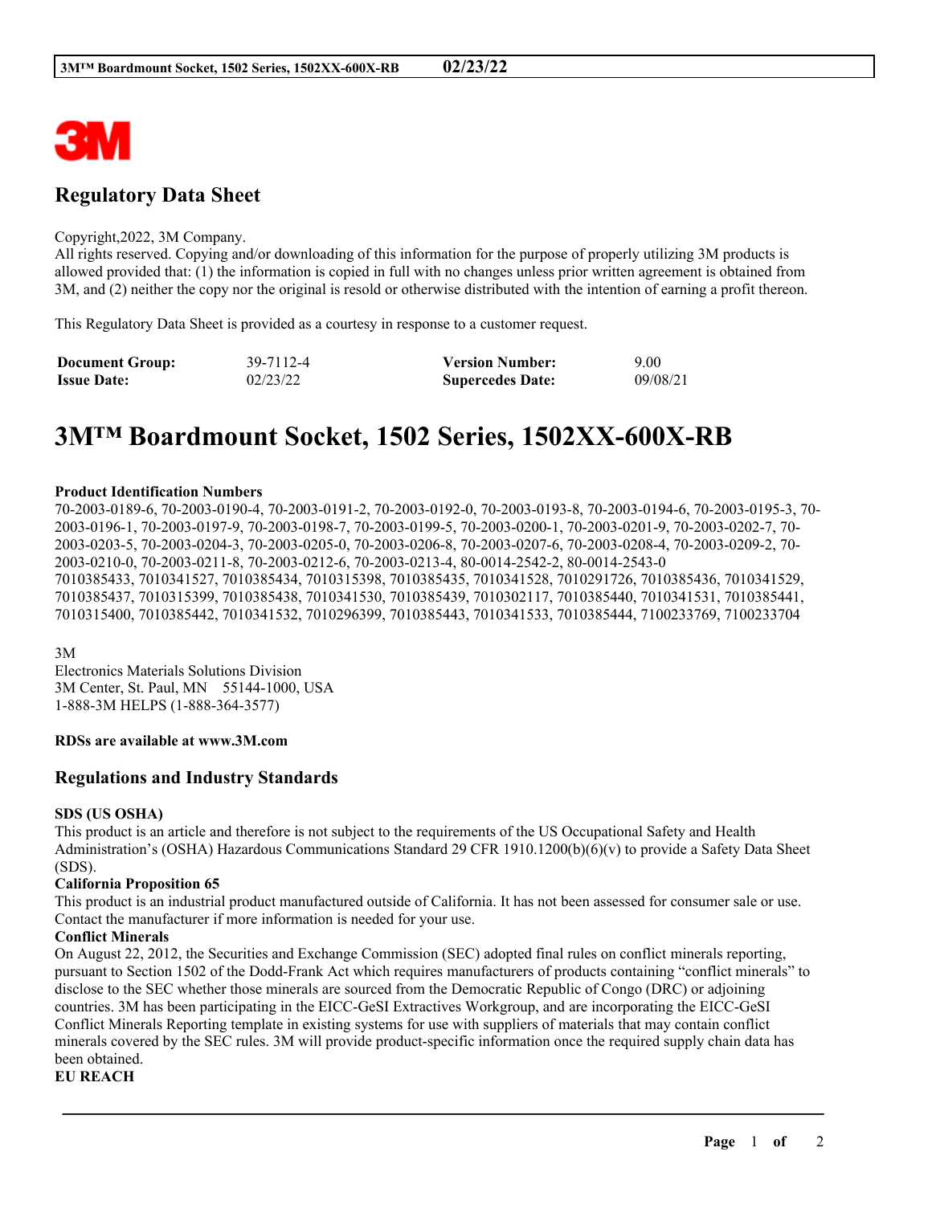## Regulatory Data Sheet

Copyright,2022, 3M Company.
All rights reserved. Copying and/or downloading of this information for the purpose of properly utilizing 3M products is allowed provided that: (1) the information is copied in full with no changes unless prior written agreement is obtained from 3M, and (2) neither the copy nor the original is resold or otherwise distributed with the intention of earning a profit thereon.

This Regulatory Data Sheet is provided as a courtesy in response to a customer request.

| **Document Group:** | 39-7112-4 | **Version Number:** | 9.00 |
|---|---|---|---|
| **Issue Date:** | 02/23/22 | **Supercedes Date:** | 09/08/21 |

# 3M™ Boardmount Socket, 1502 Series, 1502XX-600X-RB

**Product Identification Numbers**
70-2003-0189-6, 70-2003-0190-4, 70-2003-0191-2, 70-2003-0192-0, 70-2003-0193-8, 70-2003-0194-6, 70-2003-0195-3, 70-2003-0196-1, 70-2003-0197-9, 70-2003-0198-7, 70-2003-0199-5, 70-2003-0200-1, 70-2003-0201-9, 70-2003-0202-7, 70-2003-0203-5, 70-2003-0204-3, 70-2003-0205-0, 70-2003-0206-8, 70-2003-0207-6, 70-2003-0208-4, 70-2003-0209-2, 70-2003-0210-0, 70-2003-0211-8, 70-2003-0212-6, 70-2003-0213-4, 80-0014-2542-2, 80-0014-2543-0
7010385433, 7010341527, 7010385434, 7010315398, 7010385435, 7010341528, 7010291726, 7010385436, 7010341529, 7010385437, 7010315399, 7010385438, 7010341530, 7010385439, 7010302117, 7010385440, 7010341531, 7010385441, 7010315400, 7010385442, 7010341532, 7010296399, 7010385443, 7010341533, 7010385444, 7100233769, 7100233704

3M
Electronics Materials Solutions Division
3M Center, St. Paul, MN 55144-1000, USA
1-888-3M HELPS (1-888-364-3577)

**RDSs are available at www.3M.com**

## Regulations and Industry Standards

**SDS (US OSHA)**
This product is an article and therefore is not subject to the requirements of the US Occupational Safety and Health Administration's (OSHA) Hazardous Communications Standard 29 CFR 1910.1200(b)(6)(v) to provide a Safety Data Sheet (SDS).

**California Proposition 65**
This product is an industrial product manufactured outside of California. It has not been assessed for consumer sale or use. Contact the manufacturer if more information is needed for your use.

**Conflict Minerals**
On August 22, 2012, the Securities and Exchange Commission (SEC) adopted final rules on conflict minerals reporting, pursuant to Section 1502 of the Dodd-Frank Act which requires manufacturers of products containing "conflict minerals" to disclose to the SEC whether those minerals are sourced from the Democratic Republic of Congo (DRC) or adjoining countries. 3M has been participating in the EICC-GeSI Extractives Workgroup, and are incorporating the EICC-GeSI Conflict Minerals Reporting template in existing systems for use with suppliers of materials that may contain conflict minerals covered by the SEC rules. 3M will provide product-specific information once the required supply chain data has been obtained.

**EU REACH**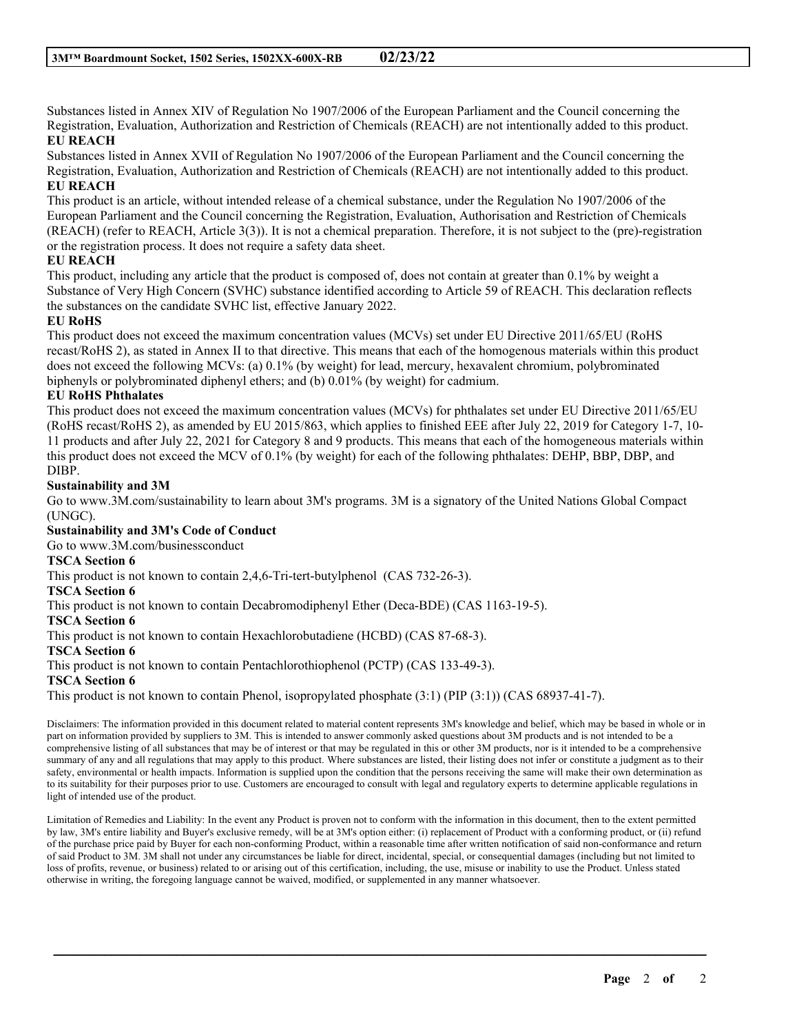Substances listed in Annex XIV of Regulation No 1907/2006 of the European Parliament and the Council concerning the Registration, Evaluation, Authorization and Restriction of Chemicals (REACH) are not intentionally added to this product.

**EU REACH**

Substances listed in Annex XVII of Regulation No 1907/2006 of the European Parliament and the Council concerning the Registration, Evaluation, Authorization and Restriction of Chemicals (REACH) are not intentionally added to this product.

**EU REACH**

This product is an article, without intended release of a chemical substance, under the Regulation No 1907/2006 of the European Parliament and the Council concerning the Registration, Evaluation, Authorisation and Restriction of Chemicals (REACH) (refer to REACH, Article 3(3)). It is not a chemical preparation. Therefore, it is not subject to the (pre)-registration or the registration process. It does not require a safety data sheet.

**EU REACH**

This product, including any article that the product is composed of, does not contain at greater than 0.1% by weight a Substance of Very High Concern (SVHC) substance identified according to Article 59 of REACH. This declaration reflects the substances on the candidate SVHC list, effective January 2022.

**EU RoHS**

This product does not exceed the maximum concentration values (MCVs) set under EU Directive 2011/65/EU (RoHS recast/RoHS 2), as stated in Annex II to that directive. This means that each of the homogenous materials within this product does not exceed the following MCVs: (a) 0.1% (by weight) for lead, mercury, hexavalent chromium, polybrominated biphenyls or polybrominated diphenyl ethers; and (b) 0.01% (by weight) for cadmium.

**EU RoHS Phthalates**

This product does not exceed the maximum concentration values (MCVs) for phthalates set under EU Directive 2011/65/EU (RoHS recast/RoHS 2), as amended by EU 2015/863, which applies to finished EEE after July 22, 2019 for Category 1-7, 10-11 products and after July 22, 2021 for Category 8 and 9 products. This means that each of the homogeneous materials within this product does not exceed the MCV of 0.1% (by weight) for each of the following phthalates: DEHP, BBP, DBP, and DIBP.

**Sustainability and 3M**

Go to www.3M.com/sustainability to learn about 3M's programs. 3M is a signatory of the United Nations Global Compact (UNGC).

**Sustainability and 3M's Code of Conduct**

Go to www.3M.com/businessconduct

**TSCA Section 6**

This product is not known to contain 2,4,6-Tri-tert-butylphenol (CAS 732-26-3).

**TSCA Section 6**

This product is not known to contain Decabromodiphenyl Ether (Deca-BDE) (CAS 1163-19-5).

**TSCA Section 6**

This product is not known to contain Hexachlorobutadiene (HCBD) (CAS 87-68-3).

**TSCA Section 6**

This product is not known to contain Pentachlorothiophenol (PCTP) (CAS 133-49-3).

**TSCA Section 6**

This product is not known to contain Phenol, isopropylated phosphate (3:1) (PIP (3:1)) (CAS 68937-41-7).

Disclaimers: The information provided in this document related to material content represents 3M's knowledge and belief, which may be based in whole or in part on information provided by suppliers to 3M. This is intended to answer commonly asked questions about 3M products and is not intended to be a comprehensive listing of all substances that may be of interest or that may be regulated in this or other 3M products, nor is it intended to be a comprehensive summary of any and all regulations that may apply to this product. Where substances are listed, their listing does not infer or constitute a judgment as to their safety, environmental or health impacts. Information is supplied upon the condition that the persons receiving the same will make their own determination as to its suitability for their purposes prior to use. Customers are encouraged to consult with legal and regulatory experts to determine applicable regulations in light of intended use of the product.

Limitation of Remedies and Liability: In the event any Product is proven not to conform with the information in this document, then to the extent permitted by law, 3M's entire liability and Buyer's exclusive remedy, will be at 3M's option either: (i) replacement of Product with a conforming product, or (ii) refund of the purchase price paid by Buyer for each non-conforming Product, within a reasonable time after written notification of said non-conformance and return of said Product to 3M. 3M shall not under any circumstances be liable for direct, incidental, special, or consequential damages (including but not limited to loss of profits, revenue, or business) related to or arising out of this certification, including, the use, misuse or inability to use the Product. Unless stated otherwise in writing, the foregoing language cannot be waived, modified, or supplemented in any manner whatsoever.